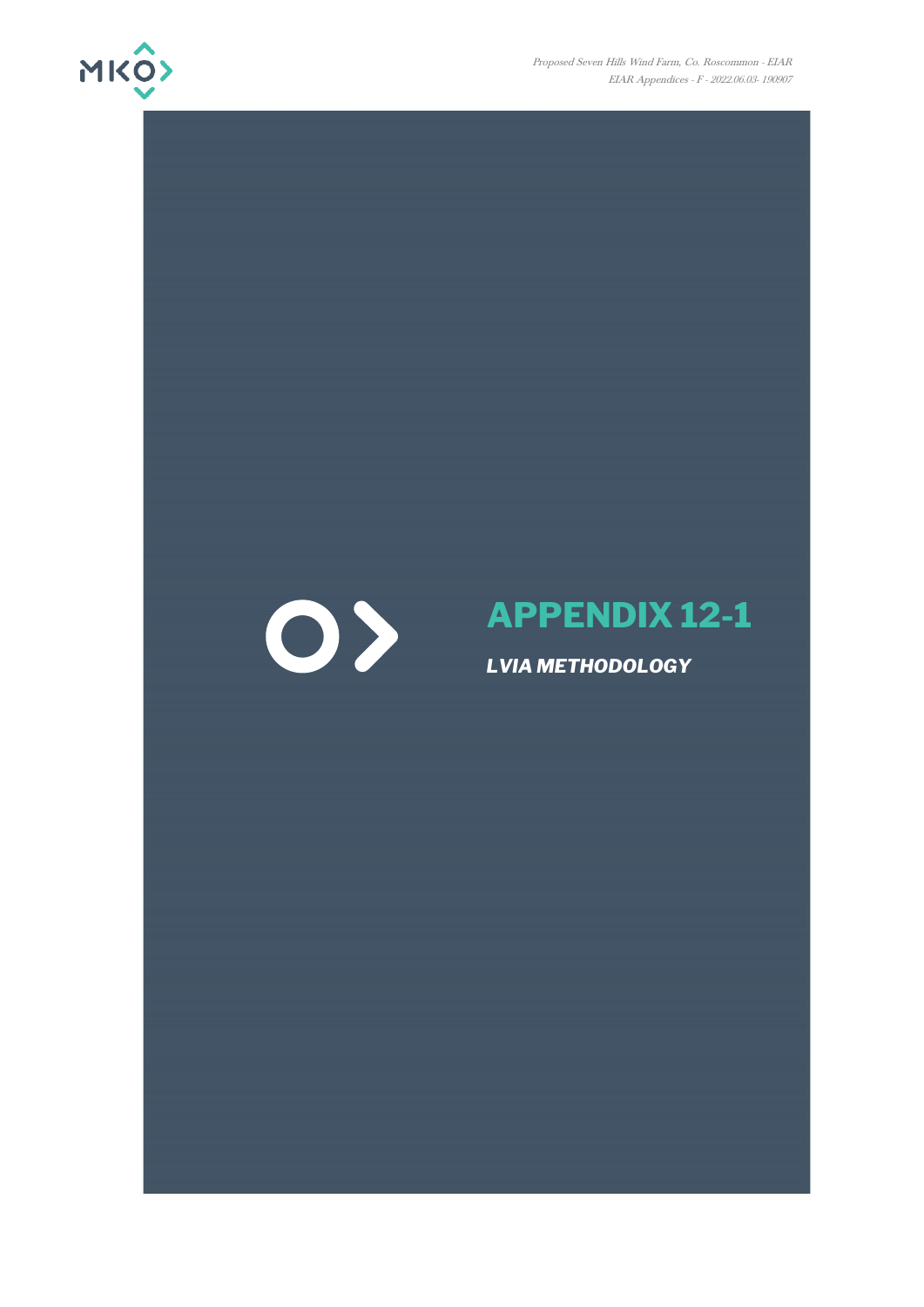# APPENDIX 12-1

***LVIA METHODOLOGY***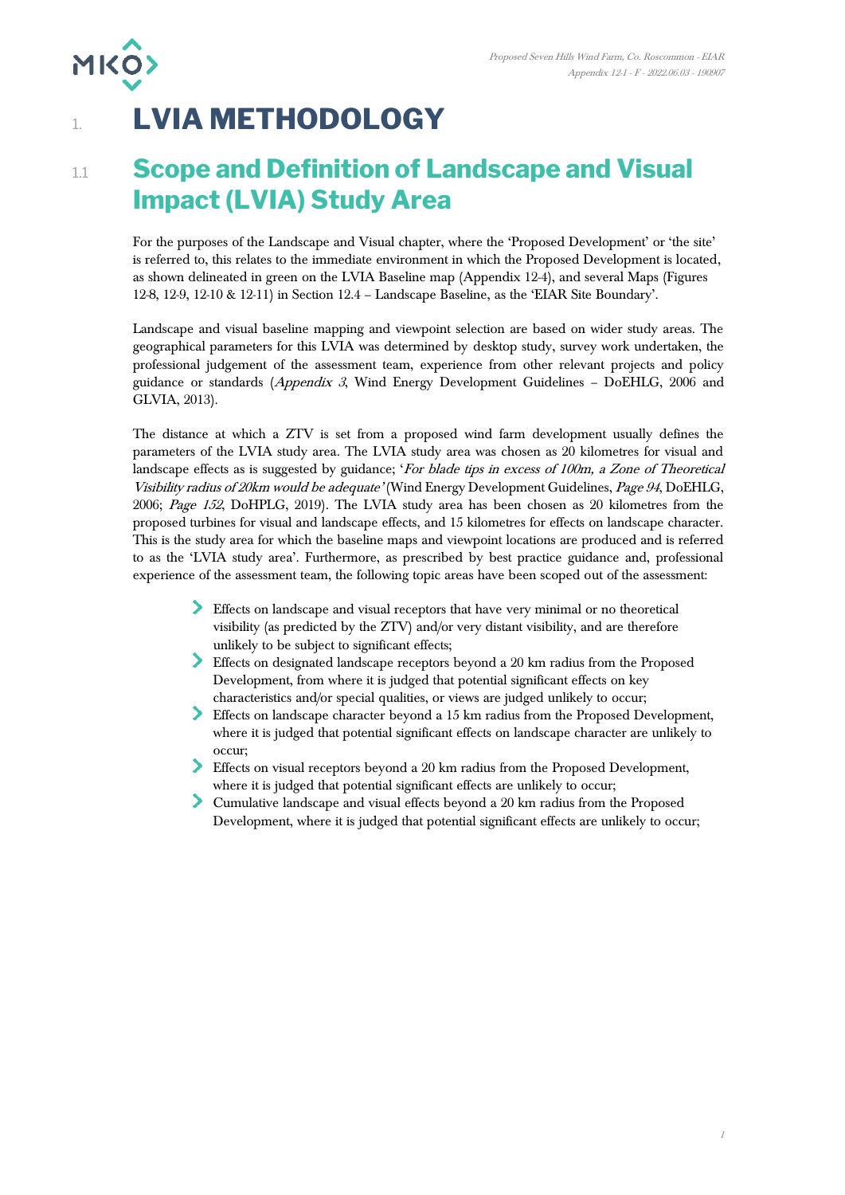# 1. LVIA METHODOLOGY

## 1.1 Scope and Definition of Landscape and Visual Impact (LVIA) Study Area

For the purposes of the Landscape and Visual chapter, where the 'Proposed Development' or 'the site' is referred to, this relates to the immediate environment in which the Proposed Development is located, as shown delineated in green on the LVIA Baseline map (Appendix 12-4), and several Maps (Figures 12-8, 12-9, 12-10 & 12-11) in Section 12.4 – Landscape Baseline, as the 'EIAR Site Boundary'.

Landscape and visual baseline mapping and viewpoint selection are based on wider study areas. The geographical parameters for this LVIA was determined by desktop study, survey work undertaken, the professional judgement of the assessment team, experience from other relevant projects and policy guidance or standards (*Appendix 3*, Wind Energy Development Guidelines – DoEHLG, 2006 and GLVIA, 2013).

The distance at which a ZTV is set from a proposed wind farm development usually defines the parameters of the LVIA study area. The LVIA study area was chosen as 20 kilometres for visual and landscape effects as is suggested by guidance; '*For blade tips in excess of 100m, a Zone of Theoretical Visibility radius of 20km would be adequate*' (Wind Energy Development Guidelines, *Page 94*, DoEHLG, 2006; *Page 152*, DoHPLG, 2019). The LVIA study area has been chosen as 20 kilometres from the proposed turbines for visual and landscape effects, and 15 kilometres for effects on landscape character. This is the study area for which the baseline maps and viewpoint locations are produced and is referred to as the 'LVIA study area'. Furthermore, as prescribed by best practice guidance and, professional experience of the assessment team, the following topic areas have been scoped out of the assessment:

- Effects on landscape and visual receptors that have very minimal or no theoretical visibility (as predicted by the ZTV) and/or very distant visibility, and are therefore unlikely to be subject to significant effects;
- Effects on designated landscape receptors beyond a 20 km radius from the Proposed Development, from where it is judged that potential significant effects on key characteristics and/or special qualities, or views are judged unlikely to occur;
- Effects on landscape character beyond a 15 km radius from the Proposed Development, where it is judged that potential significant effects on landscape character are unlikely to occur;
- Effects on visual receptors beyond a 20 km radius from the Proposed Development, where it is judged that potential significant effects are unlikely to occur;
- Cumulative landscape and visual effects beyond a 20 km radius from the Proposed Development, where it is judged that potential significant effects are unlikely to occur;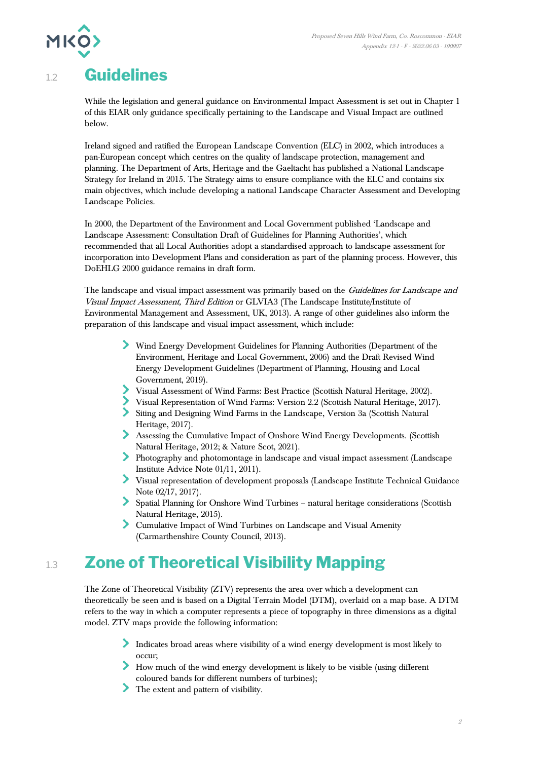## 1.2 Guidelines

While the legislation and general guidance on Environmental Impact Assessment is set out in Chapter 1 of this EIAR only guidance specifically pertaining to the Landscape and Visual Impact are outlined below.

Ireland signed and ratified the European Landscape Convention (ELC) in 2002, which introduces a pan-European concept which centres on the quality of landscape protection, management and planning. The Department of Arts, Heritage and the Gaeltacht has published a National Landscape Strategy for Ireland in 2015. The Strategy aims to ensure compliance with the ELC and contains six main objectives, which include developing a national Landscape Character Assessment and Developing Landscape Policies.

In 2000, the Department of the Environment and Local Government published 'Landscape and Landscape Assessment: Consultation Draft of Guidelines for Planning Authorities', which recommended that all Local Authorities adopt a standardised approach to landscape assessment for incorporation into Development Plans and consideration as part of the planning process. However, this DoEHLG 2000 guidance remains in draft form.

The landscape and visual impact assessment was primarily based on the *Guidelines for Landscape and Visual Impact Assessment, Third Edition* or GLVIA3 (The Landscape Institute/Institute of Environmental Management and Assessment, UK, 2013). A range of other guidelines also inform the preparation of this landscape and visual impact assessment, which include:

- Wind Energy Development Guidelines for Planning Authorities (Department of the Environment, Heritage and Local Government, 2006) and the Draft Revised Wind Energy Development Guidelines (Department of Planning, Housing and Local Government, 2019).
- Visual Assessment of Wind Farms: Best Practice (Scottish Natural Heritage, 2002).
- Visual Representation of Wind Farms: Version 2.2 (Scottish Natural Heritage, 2017).
- Siting and Designing Wind Farms in the Landscape, Version 3a (Scottish Natural Heritage, 2017).
- Assessing the Cumulative Impact of Onshore Wind Energy Developments. (Scottish Natural Heritage, 2012; & Nature Scot, 2021).
- Photography and photomontage in landscape and visual impact assessment (Landscape Institute Advice Note 01/11, 2011).
- Visual representation of development proposals (Landscape Institute Technical Guidance Note 02/17, 2017).
- Spatial Planning for Onshore Wind Turbines – natural heritage considerations (Scottish Natural Heritage, 2015).
- Cumulative Impact of Wind Turbines on Landscape and Visual Amenity (Carmarthenshire County Council, 2013).

## 1.3 Zone of Theoretical Visibility Mapping

The Zone of Theoretical Visibility (ZTV) represents the area over which a development can theoretically be seen and is based on a Digital Terrain Model (DTM), overlaid on a map base. A DTM refers to the way in which a computer represents a piece of topography in three dimensions as a digital model. ZTV maps provide the following information:

- Indicates broad areas where visibility of a wind energy development is most likely to occur;
- How much of the wind energy development is likely to be visible (using different coloured bands for different numbers of turbines);
- The extent and pattern of visibility.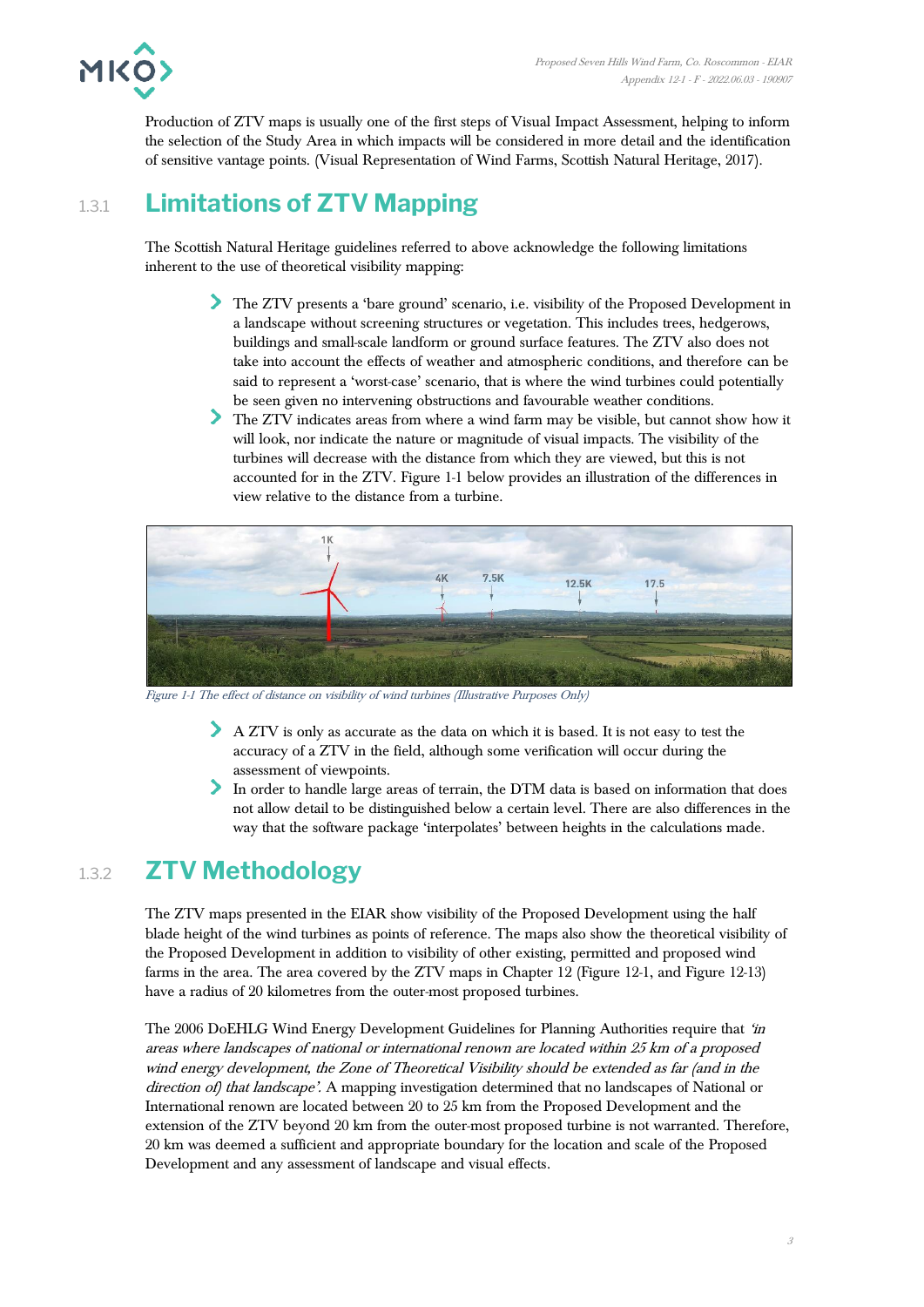Production of ZTV maps is usually one of the first steps of Visual Impact Assessment, helping to inform the selection of the Study Area in which impacts will be considered in more detail and the identification of sensitive vantage points. (Visual Representation of Wind Farms, Scottish Natural Heritage, 2017).

### 1.3.1 Limitations of ZTV Mapping

The Scottish Natural Heritage guidelines referred to above acknowledge the following limitations inherent to the use of theoretical visibility mapping:

- The ZTV presents a 'bare ground' scenario, i.e. visibility of the Proposed Development in a landscape without screening structures or vegetation. This includes trees, hedgerows, buildings and small-scale landform or ground surface features. The ZTV also does not take into account the effects of weather and atmospheric conditions, and therefore can be said to represent a 'worst-case' scenario, that is where the wind turbines could potentially be seen given no intervening obstructions and favourable weather conditions.
- The ZTV indicates areas from where a wind farm may be visible, but cannot show how it will look, nor indicate the nature or magnitude of visual impacts. The visibility of the turbines will decrease with the distance from which they are viewed, but this is not accounted for in the ZTV. Figure 1-1 below provides an illustration of the differences in view relative to the distance from a turbine.

*Figure 1-1 The effect of distance on visibility of wind turbines (Illustrative Purposes Only)*

- A ZTV is only as accurate as the data on which it is based. It is not easy to test the accuracy of a ZTV in the field, although some verification will occur during the assessment of viewpoints.
- In order to handle large areas of terrain, the DTM data is based on information that does not allow detail to be distinguished below a certain level. There are also differences in the way that the software package 'interpolates' between heights in the calculations made.

### 1.3.2 ZTV Methodology

The ZTV maps presented in the EIAR show visibility of the Proposed Development using the half blade height of the wind turbines as points of reference. The maps also show the theoretical visibility of the Proposed Development in addition to visibility of other existing, permitted and proposed wind farms in the area. The area covered by the ZTV maps in Chapter 12 (Figure 12-1, and Figure 12-13) have a radius of 20 kilometres from the outer-most proposed turbines.

The 2006 DoEHLG Wind Energy Development Guidelines for Planning Authorities require that *'in areas where landscapes of national or international renown are located within 25 km of a proposed wind energy development, the Zone of Theoretical Visibility should be extended as far (and in the direction of) that landscape'.* A mapping investigation determined that no landscapes of National or International renown are located between 20 to 25 km from the Proposed Development and the extension of the ZTV beyond 20 km from the outer-most proposed turbine is not warranted. Therefore, 20 km was deemed a sufficient and appropriate boundary for the location and scale of the Proposed Development and any assessment of landscape and visual effects.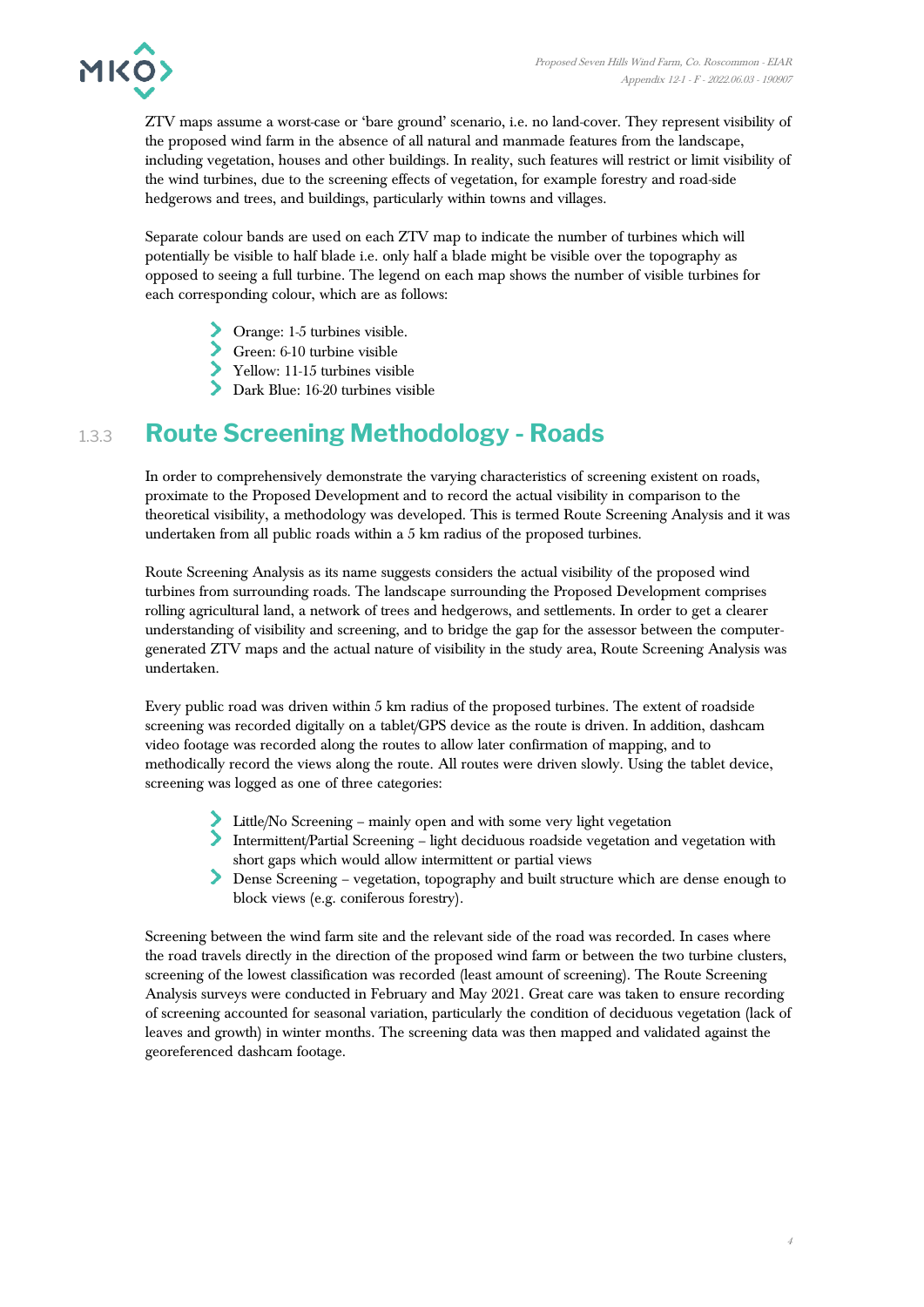ZTV maps assume a worst-case or 'bare ground' scenario, i.e. no land-cover. They represent visibility of the proposed wind farm in the absence of all natural and manmade features from the landscape, including vegetation, houses and other buildings. In reality, such features will restrict or limit visibility of the wind turbines, due to the screening effects of vegetation, for example forestry and road-side hedgerows and trees, and buildings, particularly within towns and villages.

Separate colour bands are used on each ZTV map to indicate the number of turbines which will potentially be visible to half blade i.e. only half a blade might be visible over the topography as opposed to seeing a full turbine. The legend on each map shows the number of visible turbines for each corresponding colour, which are as follows:

- Orange: 1-5 turbines visible.
- Green: 6-10 turbine visible
- Yellow: 11-15 turbines visible
- Dark Blue: 16-20 turbines visible

### 1.3.3 Route Screening Methodology - Roads

In order to comprehensively demonstrate the varying characteristics of screening existent on roads, proximate to the Proposed Development and to record the actual visibility in comparison to the theoretical visibility, a methodology was developed. This is termed Route Screening Analysis and it was undertaken from all public roads within a 5 km radius of the proposed turbines.

Route Screening Analysis as its name suggests considers the actual visibility of the proposed wind turbines from surrounding roads. The landscape surrounding the Proposed Development comprises rolling agricultural land, a network of trees and hedgerows, and settlements. In order to get a clearer understanding of visibility and screening, and to bridge the gap for the assessor between the computer-generated ZTV maps and the actual nature of visibility in the study area, Route Screening Analysis was undertaken.

Every public road was driven within 5 km radius of the proposed turbines. The extent of roadside screening was recorded digitally on a tablet/GPS device as the route is driven. In addition, dashcam video footage was recorded along the routes to allow later confirmation of mapping, and to methodically record the views along the route. All routes were driven slowly. Using the tablet device, screening was logged as one of three categories:

- Little/No Screening – mainly open and with some very light vegetation
- Intermittent/Partial Screening – light deciduous roadside vegetation and vegetation with short gaps which would allow intermittent or partial views
- Dense Screening – vegetation, topography and built structure which are dense enough to block views (e.g. coniferous forestry).

Screening between the wind farm site and the relevant side of the road was recorded. In cases where the road travels directly in the direction of the proposed wind farm or between the two turbine clusters, screening of the lowest classification was recorded (least amount of screening). The Route Screening Analysis surveys were conducted in February and May 2021. Great care was taken to ensure recording of screening accounted for seasonal variation, particularly the condition of deciduous vegetation (lack of leaves and growth) in winter months. The screening data was then mapped and validated against the georeferenced dashcam footage.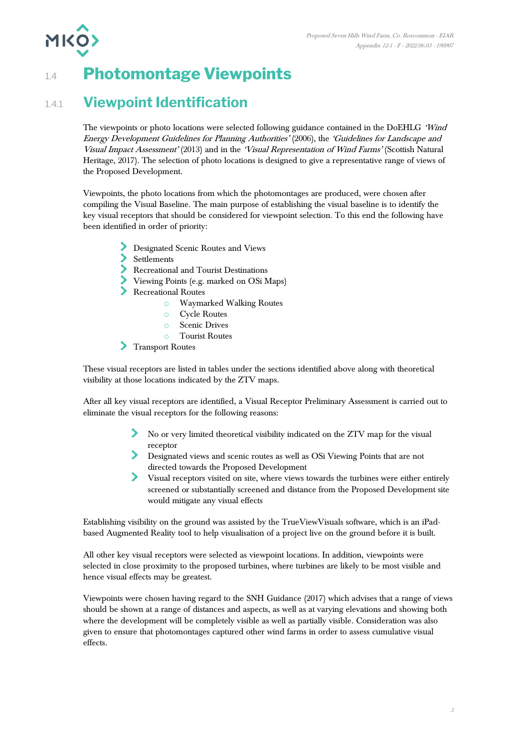# 1.4 Photomontage Viewpoints

## 1.4.1 Viewpoint Identification

The viewpoints or photo locations were selected following guidance contained in the DoEHLG *'Wind Energy Development Guidelines for Planning Authorities'* (2006), the *'Guidelines for Landscape and Visual Impact Assessment'* (2013) and in the *'Visual Representation of Wind Farms'* (Scottish Natural Heritage, 2017). The selection of photo locations is designed to give a representative range of views of the Proposed Development.

Viewpoints, the photo locations from which the photomontages are produced, were chosen after compiling the Visual Baseline. The main purpose of establishing the visual baseline is to identify the key visual receptors that should be considered for viewpoint selection. To this end the following have been identified in order of priority:

- Designated Scenic Routes and Views
- Settlements
- Recreational and Tourist Destinations
- Viewing Points (e.g. marked on OSi Maps)
- Recreational Routes
  - Waymarked Walking Routes
  - Cycle Routes
  - Scenic Drives
  - Tourist Routes
- Transport Routes

These visual receptors are listed in tables under the sections identified above along with theoretical visibility at those locations indicated by the ZTV maps.

After all key visual receptors are identified, a Visual Receptor Preliminary Assessment is carried out to eliminate the visual receptors for the following reasons:

- No or very limited theoretical visibility indicated on the ZTV map for the visual receptor
- Designated views and scenic routes as well as OSi Viewing Points that are not directed towards the Proposed Development
- Visual receptors visited on site, where views towards the turbines were either entirely screened or substantially screened and distance from the Proposed Development site would mitigate any visual effects

Establishing visibility on the ground was assisted by the TrueViewVisuals software, which is an iPad-based Augmented Reality tool to help visualisation of a project live on the ground before it is built.

All other key visual receptors were selected as viewpoint locations. In addition, viewpoints were selected in close proximity to the proposed turbines, where turbines are likely to be most visible and hence visual effects may be greatest.

Viewpoints were chosen having regard to the SNH Guidance (2017) which advises that a range of views should be shown at a range of distances and aspects, as well as at varying elevations and showing both where the development will be completely visible as well as partially visible. Consideration was also given to ensure that photomontages captured other wind farms in order to assess cumulative visual effects.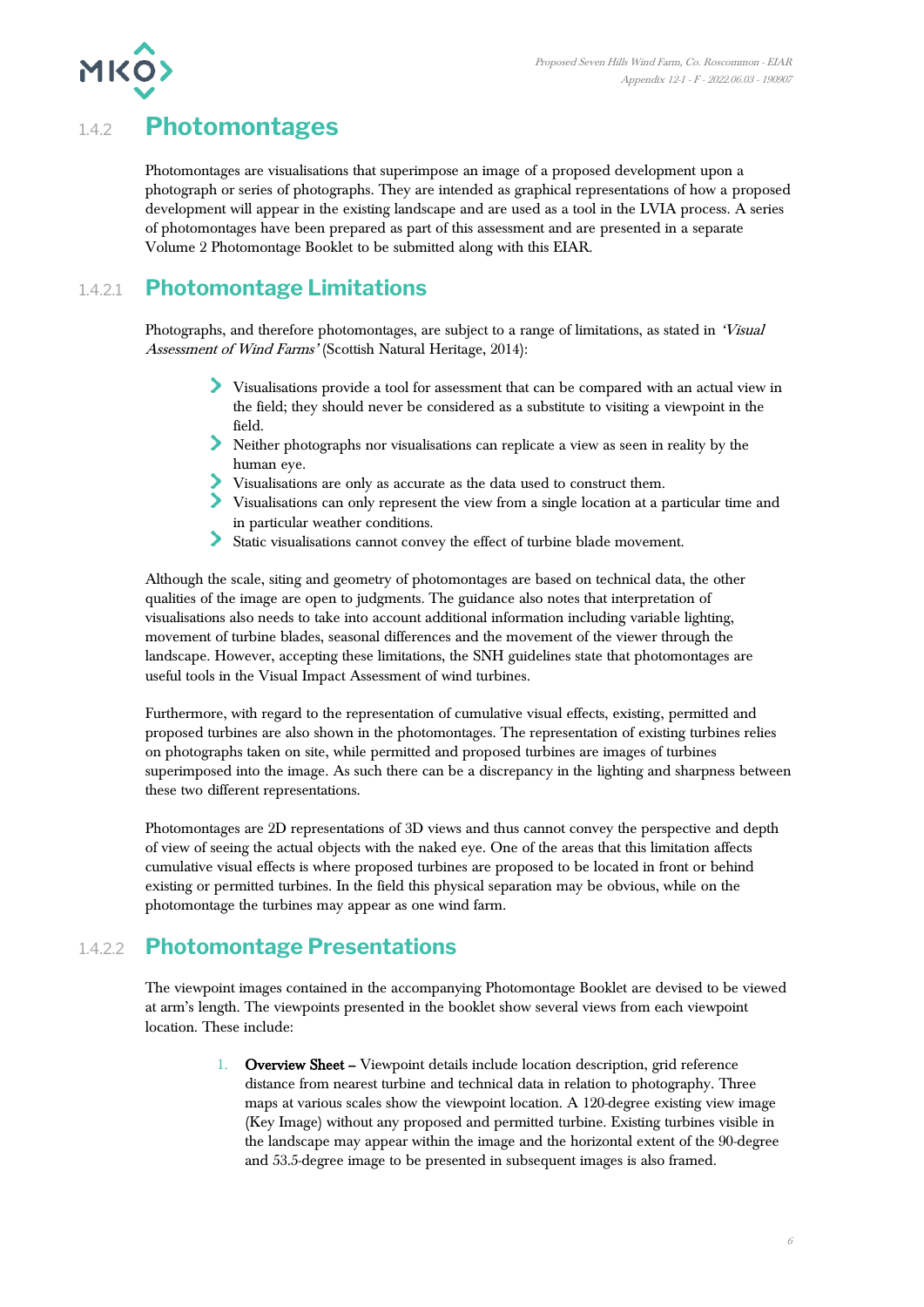### 1.4.2 Photomontages

Photomontages are visualisations that superimpose an image of a proposed development upon a photograph or series of photographs. They are intended as graphical representations of how a proposed development will appear in the existing landscape and are used as a tool in the LVIA process. A series of photomontages have been prepared as part of this assessment and are presented in a separate Volume 2 Photomontage Booklet to be submitted along with this EIAR.

#### 1.4.2.1 Photomontage Limitations

Photographs, and therefore photomontages, are subject to a range of limitations, as stated in *'Visual Assessment of Wind Farms'* (Scottish Natural Heritage, 2014):

- Visualisations provide a tool for assessment that can be compared with an actual view in the field; they should never be considered as a substitute to visiting a viewpoint in the field.
- Neither photographs nor visualisations can replicate a view as seen in reality by the human eye.
- Visualisations are only as accurate as the data used to construct them.
- Visualisations can only represent the view from a single location at a particular time and in particular weather conditions.
- Static visualisations cannot convey the effect of turbine blade movement.

Although the scale, siting and geometry of photomontages are based on technical data, the other qualities of the image are open to judgments. The guidance also notes that interpretation of visualisations also needs to take into account additional information including variable lighting, movement of turbine blades, seasonal differences and the movement of the viewer through the landscape. However, accepting these limitations, the SNH guidelines state that photomontages are useful tools in the Visual Impact Assessment of wind turbines.

Furthermore, with regard to the representation of cumulative visual effects, existing, permitted and proposed turbines are also shown in the photomontages. The representation of existing turbines relies on photographs taken on site, while permitted and proposed turbines are images of turbines superimposed into the image. As such there can be a discrepancy in the lighting and sharpness between these two different representations.

Photomontages are 2D representations of 3D views and thus cannot convey the perspective and depth of view of seeing the actual objects with the naked eye. One of the areas that this limitation affects cumulative visual effects is where proposed turbines are proposed to be located in front or behind existing or permitted turbines. In the field this physical separation may be obvious, while on the photomontage the turbines may appear as one wind farm.

#### 1.4.2.2 Photomontage Presentations

The viewpoint images contained in the accompanying Photomontage Booklet are devised to be viewed at arm's length. The viewpoints presented in the booklet show several views from each viewpoint location. These include:

1. **Overview Sheet** – Viewpoint details include location description, grid reference distance from nearest turbine and technical data in relation to photography. Three maps at various scales show the viewpoint location. A 120-degree existing view image (Key Image) without any proposed and permitted turbine. Existing turbines visible in the landscape may appear within the image and the horizontal extent of the 90-degree and 53.5-degree image to be presented in subsequent images is also framed.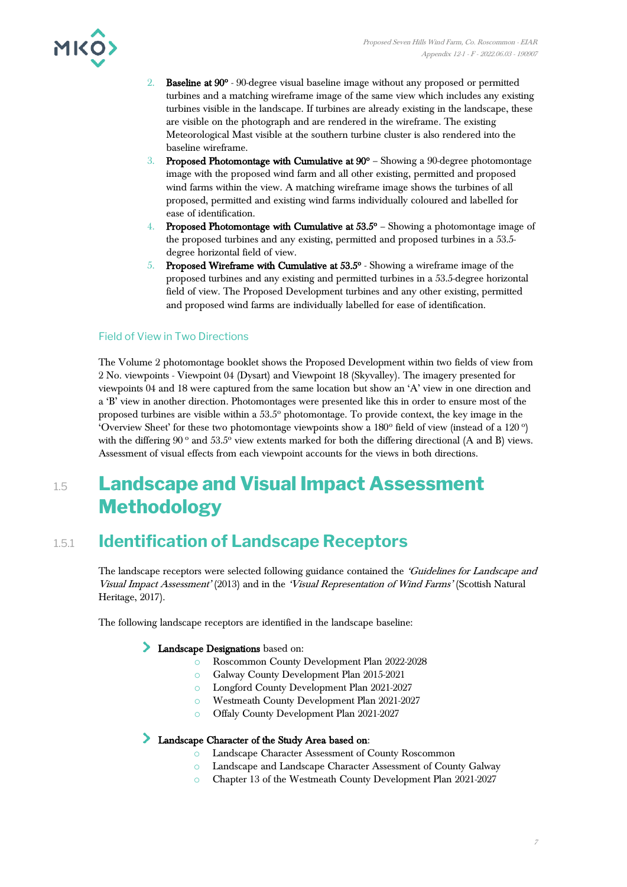2. **Baseline at 90º** - 90-degree visual baseline image without any proposed or permitted turbines and a matching wireframe image of the same view which includes any existing turbines visible in the landscape. If turbines are already existing in the landscape, these are visible on the photograph and are rendered in the wireframe. The existing Meteorological Mast visible at the southern turbine cluster is also rendered into the baseline wireframe.
3. **Proposed Photomontage with Cumulative at 90º** – Showing a 90-degree photomontage image with the proposed wind farm and all other existing, permitted and proposed wind farms within the view. A matching wireframe image shows the turbines of all proposed, permitted and existing wind farms individually coloured and labelled for ease of identification.
4. **Proposed Photomontage with Cumulative at 53.5º** – Showing a photomontage image of the proposed turbines and any existing, permitted and proposed turbines in a 53.5-degree horizontal field of view.
5. **Proposed Wireframe with Cumulative at 53.5º** - Showing a wireframe image of the proposed turbines and any existing and permitted turbines in a 53.5-degree horizontal field of view. The Proposed Development turbines and any other existing, permitted and proposed wind farms are individually labelled for ease of identification.

#### Field of View in Two Directions

The Volume 2 photomontage booklet shows the Proposed Development within two fields of view from 2 No. viewpoints - Viewpoint 04 (Dysart) and Viewpoint 18 (Skyvalley). The imagery presented for viewpoints 04 and 18 were captured from the same location but show an 'A' view in one direction and a 'B' view in another direction. Photomontages were presented like this in order to ensure most of the proposed turbines are visible within a 53.5º photomontage. To provide context, the key image in the 'Overview Sheet' for these two photomontage viewpoints show a 180º field of view (instead of a 120 º) with the differing 90 º and 53.5º view extents marked for both the differing directional (A and B) views. Assessment of visual effects from each viewpoint accounts for the views in both directions.

# 1.5 Landscape and Visual Impact Assessment Methodology

## 1.5.1 Identification of Landscape Receptors

The landscape receptors were selected following guidance contained the *'Guidelines for Landscape and Visual Impact Assessment'* (2013) and in the *'Visual Representation of Wind Farms'* (Scottish Natural Heritage, 2017).

The following landscape receptors are identified in the landscape baseline:

- **Landscape Designations** based on:
  - Roscommon County Development Plan 2022-2028
  - Galway County Development Plan 2015-2021
  - Longford County Development Plan 2021-2027
  - Westmeath County Development Plan 2021-2027
  - Offaly County Development Plan 2021-2027

- **Landscape Character of the Study Area based on**:
  - Landscape Character Assessment of County Roscommon
  - Landscape and Landscape Character Assessment of County Galway
  - Chapter 13 of the Westmeath County Development Plan 2021-2027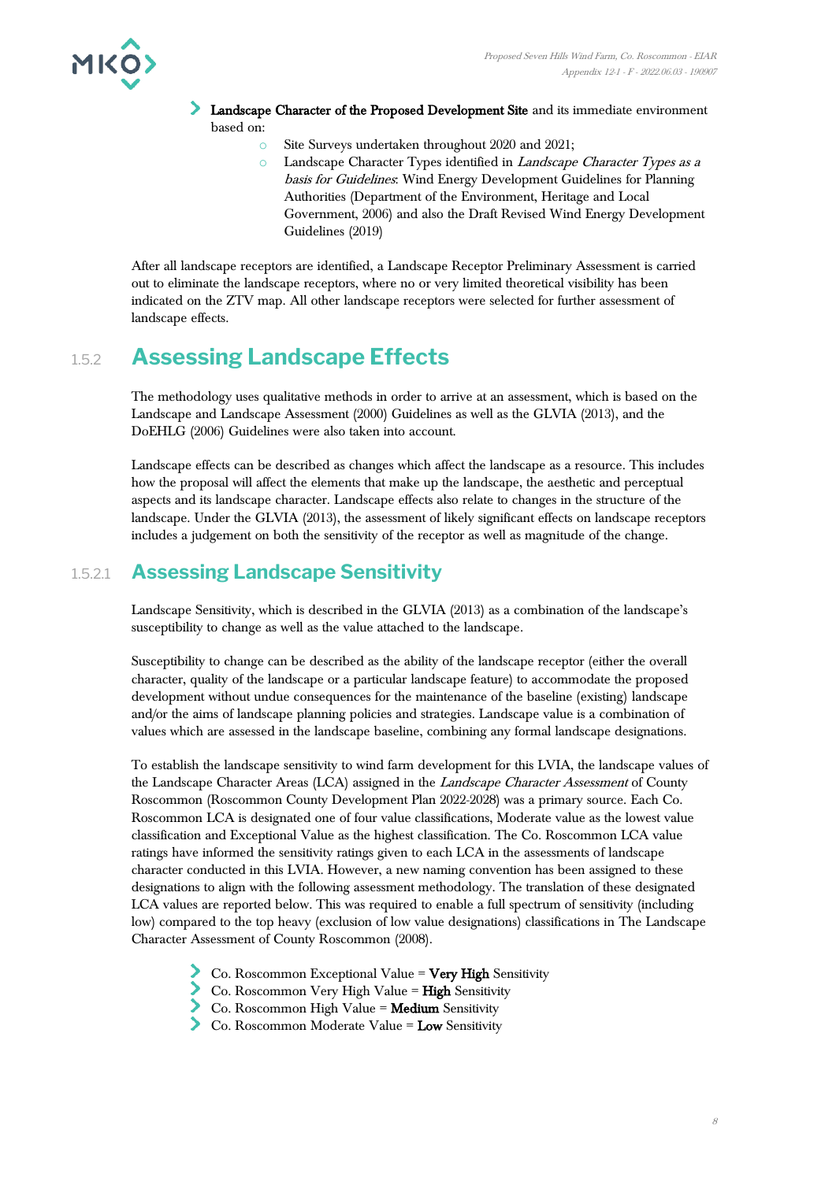- **Landscape Character of the Proposed Development Site** and its immediate environment based on:
  - Site Surveys undertaken throughout 2020 and 2021;
  - Landscape Character Types identified in *Landscape Character Types as a basis for Guidelines*: Wind Energy Development Guidelines for Planning Authorities (Department of the Environment, Heritage and Local Government, 2006) and also the Draft Revised Wind Energy Development Guidelines (2019)

After all landscape receptors are identified, a Landscape Receptor Preliminary Assessment is carried out to eliminate the landscape receptors, where no or very limited theoretical visibility has been indicated on the ZTV map. All other landscape receptors were selected for further assessment of landscape effects.

### 1.5.2 Assessing Landscape Effects

The methodology uses qualitative methods in order to arrive at an assessment, which is based on the Landscape and Landscape Assessment (2000) Guidelines as well as the GLVIA (2013), and the DoEHLG (2006) Guidelines were also taken into account.

Landscape effects can be described as changes which affect the landscape as a resource. This includes how the proposal will affect the elements that make up the landscape, the aesthetic and perceptual aspects and its landscape character. Landscape effects also relate to changes in the structure of the landscape. Under the GLVIA (2013), the assessment of likely significant effects on landscape receptors includes a judgement on both the sensitivity of the receptor as well as magnitude of the change.

#### 1.5.2.1 Assessing Landscape Sensitivity

Landscape Sensitivity, which is described in the GLVIA (2013) as a combination of the landscape's susceptibility to change as well as the value attached to the landscape.

Susceptibility to change can be described as the ability of the landscape receptor (either the overall character, quality of the landscape or a particular landscape feature) to accommodate the proposed development without undue consequences for the maintenance of the baseline (existing) landscape and/or the aims of landscape planning policies and strategies. Landscape value is a combination of values which are assessed in the landscape baseline, combining any formal landscape designations.

To establish the landscape sensitivity to wind farm development for this LVIA, the landscape values of the Landscape Character Areas (LCA) assigned in the *Landscape Character Assessment* of County Roscommon (Roscommon County Development Plan 2022-2028) was a primary source. Each Co. Roscommon LCA is designated one of four value classifications, Moderate value as the lowest value classification and Exceptional Value as the highest classification. The Co. Roscommon LCA value ratings have informed the sensitivity ratings given to each LCA in the assessments of landscape character conducted in this LVIA. However, a new naming convention has been assigned to these designations to align with the following assessment methodology. The translation of these designated LCA values are reported below. This was required to enable a full spectrum of sensitivity (including low) compared to the top heavy (exclusion of low value designations) classifications in The Landscape Character Assessment of County Roscommon (2008).

- Co. Roscommon Exceptional Value = **Very High** Sensitivity
- Co. Roscommon Very High Value = **High** Sensitivity
- Co. Roscommon High Value = **Medium** Sensitivity
- Co. Roscommon Moderate Value = **Low** Sensitivity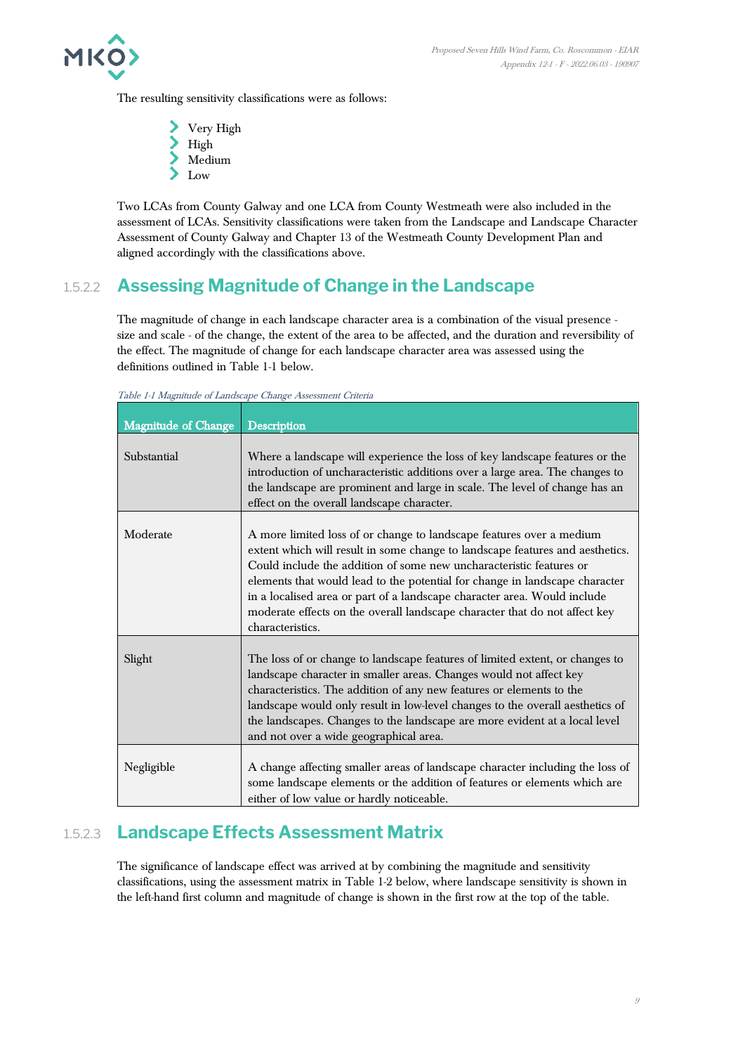The resulting sensitivity classifications were as follows:

- Very High
- High
- Medium
- Low

Two LCAs from County Galway and one LCA from County Westmeath were also included in the assessment of LCAs. Sensitivity classifications were taken from the Landscape and Landscape Character Assessment of County Galway and Chapter 13 of the Westmeath County Development Plan and aligned accordingly with the classifications above.

### 1.5.2.2 Assessing Magnitude of Change in the Landscape

The magnitude of change in each landscape character area is a combination of the visual presence - size and scale - of the change, the extent of the area to be affected, and the duration and reversibility of the effect. The magnitude of change for each landscape character area was assessed using the definitions outlined in Table 1-1 below.

*Table 1-1 Magnitude of Landscape Change Assessment Criteria*

| Magnitude of Change | Description |
|---|---|
| Substantial | Where a landscape will experience the loss of key landscape features or the introduction of uncharacteristic additions over a large area. The changes to the landscape are prominent and large in scale. The level of change has an effect on the overall landscape character. |
| Moderate | A more limited loss of or change to landscape features over a medium extent which will result in some change to landscape features and aesthetics. Could include the addition of some new uncharacteristic features or elements that would lead to the potential for change in landscape character in a localised area or part of a landscape character area. Would include moderate effects on the overall landscape character that do not affect key characteristics. |
| Slight | The loss of or change to landscape features of limited extent, or changes to landscape character in smaller areas. Changes would not affect key characteristics. The addition of any new features or elements to the landscape would only result in low-level changes to the overall aesthetics of the landscapes. Changes to the landscape are more evident at a local level and not over a wide geographical area. |
| Negligible | A change affecting smaller areas of landscape character including the loss of some landscape elements or the addition of features or elements which are either of low value or hardly noticeable. |

### 1.5.2.3 Landscape Effects Assessment Matrix

The significance of landscape effect was arrived at by combining the magnitude and sensitivity classifications, using the assessment matrix in Table 1-2 below, where landscape sensitivity is shown in the left-hand first column and magnitude of change is shown in the first row at the top of the table.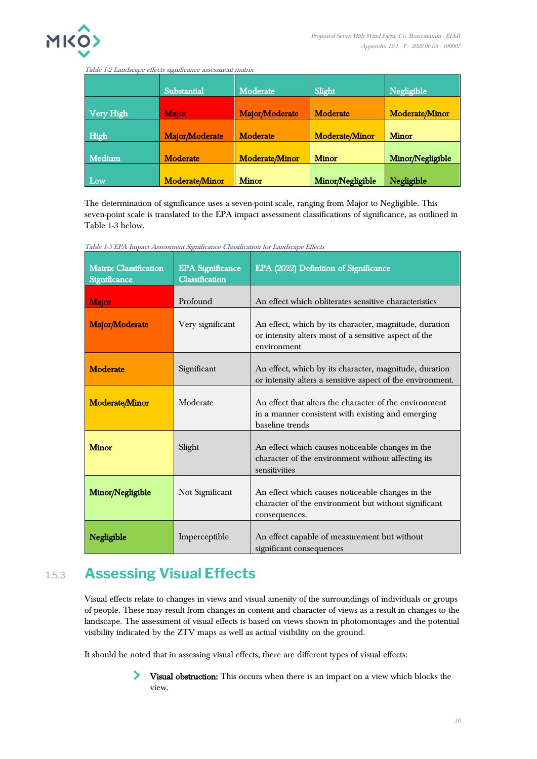*Table 1-2 Landscape effects significance assessment matrix*

| | Substantial | Moderate | Slight | Negligible |
|---|---|---|---|---|
| Very High | Major | Major/Moderate | Moderate | Moderate/Minor |
| High | Major/Moderate | Moderate | Moderate/Minor | Minor |
| Medium | Moderate | Moderate/Minor | Minor | Minor/Negligible |
| Low | Moderate/Minor | Minor | Minor/Negligible | Negligible |

The determination of significance uses a seven-point scale, ranging from Major to Negligible. This seven-point scale is translated to the EPA impact assessment classifications of significance, as outlined in Table 1-3 below.

*Table 1-3 EPA Impact Assessment Significance Classification for Landscape Effects*

| Matrix Classification Significance | EPA Significance Classification | EPA (2022) Definition of Significance |
|---|---|---|
| **Major** | Profound | An effect which obliterates sensitive characteristics |
| **Major/Moderate** | Very significant | An effect, which by its character, magnitude, duration or intensity alters most of a sensitive aspect of the environment |
| **Moderate** | Significant | An effect, which by its character, magnitude, duration or intensity alters a sensitive aspect of the environment. |
| **Moderate/Minor** | Moderate | An effect that alters the character of the environment in a manner consistent with existing and emerging baseline trends |
| **Minor** | Slight | An effect which causes noticeable changes in the character of the environment without affecting its sensitivities |
| **Minor/Negligible** | Not Significant | An effect which causes noticeable changes in the character of the environment but without significant consequences. |
| **Negligible** | Imperceptible | An effect capable of measurement but without significant consequences |

### 1.5.3 Assessing Visual Effects

Visual effects relate to changes in views and visual amenity of the surroundings of individuals or groups of people. These may result from changes in content and character of views as a result in changes to the landscape. The assessment of visual effects is based on views shown in photomontages and the potential visibility indicated by the ZTV maps as well as actual visibility on the ground.

It should be noted that in assessing visual effects, there are different types of visual effects:

- **Visual obstruction:** This occurs when there is an impact on a view which blocks the view.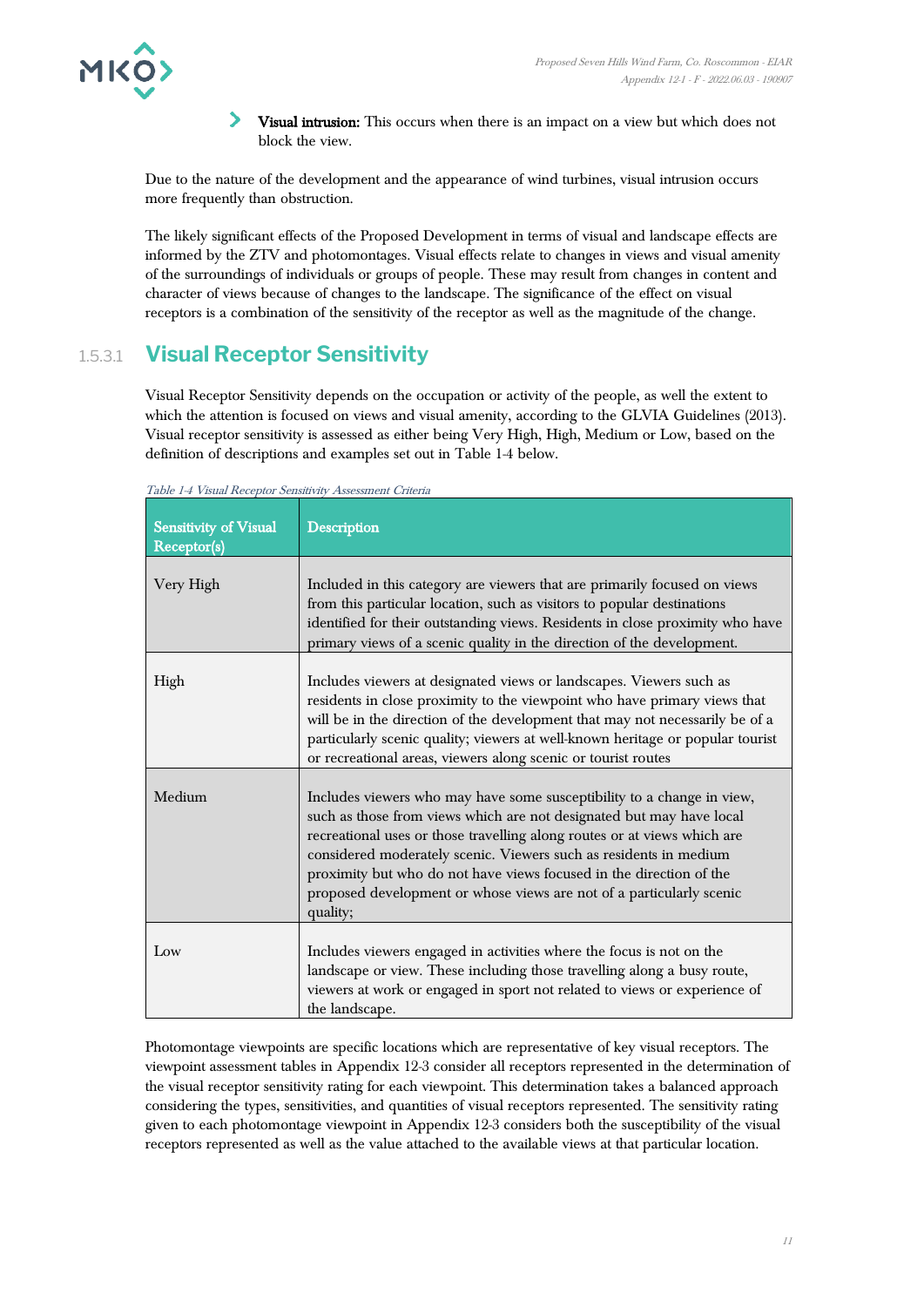- **Visual intrusion:** This occurs when there is an impact on a view but which does not block the view.

Due to the nature of the development and the appearance of wind turbines, visual intrusion occurs more frequently than obstruction.

The likely significant effects of the Proposed Development in terms of visual and landscape effects are informed by the ZTV and photomontages. Visual effects relate to changes in views and visual amenity of the surroundings of individuals or groups of people. These may result from changes in content and character of views because of changes to the landscape. The significance of the effect on visual receptors is a combination of the sensitivity of the receptor as well as the magnitude of the change.

### 1.5.3.1 Visual Receptor Sensitivity

Visual Receptor Sensitivity depends on the occupation or activity of the people, as well the extent to which the attention is focused on views and visual amenity, according to the GLVIA Guidelines (2013). Visual receptor sensitivity is assessed as either being Very High, High, Medium or Low, based on the definition of descriptions and examples set out in Table 1-4 below.

*Table 1-4 Visual Receptor Sensitivity Assessment Criteria*

| Sensitivity of Visual Receptor(s) | Description |
| --- | --- |
| Very High | Included in this category are viewers that are primarily focused on views from this particular location, such as visitors to popular destinations identified for their outstanding views. Residents in close proximity who have primary views of a scenic quality in the direction of the development. |
| High | Includes viewers at designated views or landscapes. Viewers such as residents in close proximity to the viewpoint who have primary views that will be in the direction of the development that may not necessarily be of a particularly scenic quality; viewers at well-known heritage or popular tourist or recreational areas, viewers along scenic or tourist routes |
| Medium | Includes viewers who may have some susceptibility to a change in view, such as those from views which are not designated but may have local recreational uses or those travelling along routes or at views which are considered moderately scenic. Viewers such as residents in medium proximity but who do not have views focused in the direction of the proposed development or whose views are not of a particularly scenic quality; |
| Low | Includes viewers engaged in activities where the focus is not on the landscape or view. These including those travelling along a busy route, viewers at work or engaged in sport not related to views or experience of the landscape. |

Photomontage viewpoints are specific locations which are representative of key visual receptors. The viewpoint assessment tables in Appendix 12-3 consider all receptors represented in the determination of the visual receptor sensitivity rating for each viewpoint. This determination takes a balanced approach considering the types, sensitivities, and quantities of visual receptors represented. The sensitivity rating given to each photomontage viewpoint in Appendix 12-3 considers both the susceptibility of the visual receptors represented as well as the value attached to the available views at that particular location.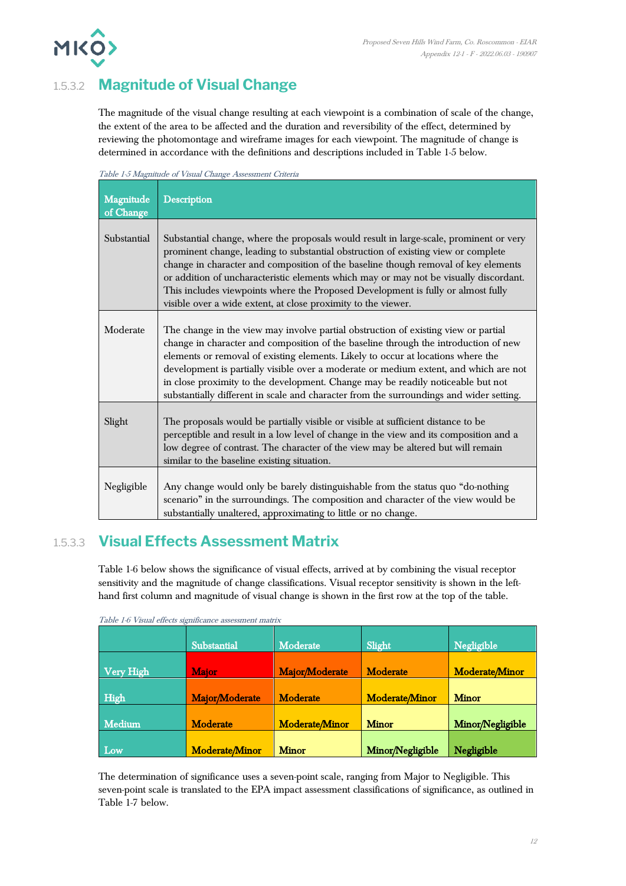### 1.5.3.2 Magnitude of Visual Change

The magnitude of the visual change resulting at each viewpoint is a combination of scale of the change, the extent of the area to be affected and the duration and reversibility of the effect, determined by reviewing the photomontage and wireframe images for each viewpoint. The magnitude of change is determined in accordance with the definitions and descriptions included in Table 1-5 below.

*Table 1-5 Magnitude of Visual Change Assessment Criteria*

| Magnitude of Change | Description |
|---|---|
| Substantial | Substantial change, where the proposals would result in large-scale, prominent or very prominent change, leading to substantial obstruction of existing view or complete change in character and composition of the baseline though removal of key elements or addition of uncharacteristic elements which may or may not be visually discordant. This includes viewpoints where the Proposed Development is fully or almost fully visible over a wide extent, at close proximity to the viewer. |
| Moderate | The change in the view may involve partial obstruction of existing view or partial change in character and composition of the baseline through the introduction of new elements or removal of existing elements. Likely to occur at locations where the development is partially visible over a moderate or medium extent, and which are not in close proximity to the development. Change may be readily noticeable but not substantially different in scale and character from the surroundings and wider setting. |
| Slight | The proposals would be partially visible or visible at sufficient distance to be perceptible and result in a low level of change in the view and its composition and a low degree of contrast. The character of the view may be altered but will remain similar to the baseline existing situation. |
| Negligible | Any change would only be barely distinguishable from the status quo "do-nothing scenario" in the surroundings. The composition and character of the view would be substantially unaltered, approximating to little or no change. |

### 1.5.3.3 Visual Effects Assessment Matrix

Table 1-6 below shows the significance of visual effects, arrived at by combining the visual receptor sensitivity and the magnitude of change classifications. Visual receptor sensitivity is shown in the left-hand first column and magnitude of visual change is shown in the first row at the top of the table.

*Table 1-6 Visual effects significance assessment matrix*

| | Substantial | Moderate | Slight | Negligible |
|---|---|---|---|---|
| Very High | Major | Major/Moderate | Moderate | Moderate/Minor |
| High | Major/Moderate | Moderate | Moderate/Minor | Minor |
| Medium | Moderate | Moderate/Minor | Minor | Minor/Negligible |
| Low | Moderate/Minor | Minor | Minor/Negligible | Negligible |

The determination of significance uses a seven-point scale, ranging from Major to Negligible. This seven-point scale is translated to the EPA impact assessment classifications of significance, as outlined in Table 1-7 below.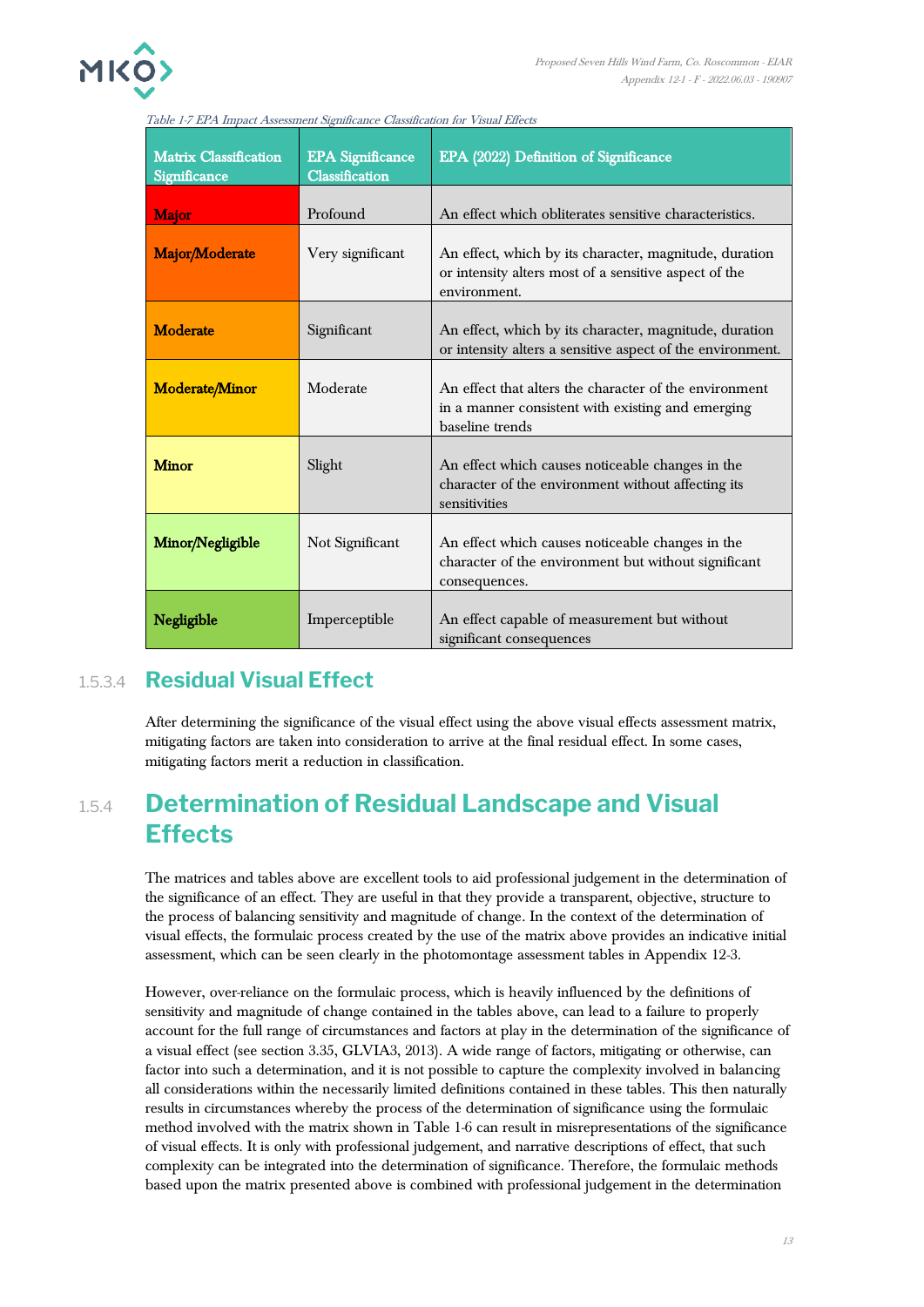*Table 1-7 EPA Impact Assessment Significance Classification for Visual Effects*

| Matrix Classification Significance | EPA Significance Classification | EPA (2022) Definition of Significance |
|---|---|---|
| **Major** | Profound | An effect which obliterates sensitive characteristics. |
| **Major/Moderate** | Very significant | An effect, which by its character, magnitude, duration or intensity alters most of a sensitive aspect of the environment. |
| **Moderate** | Significant | An effect, which by its character, magnitude, duration or intensity alters a sensitive aspect of the environment. |
| **Moderate/Minor** | Moderate | An effect that alters the character of the environment in a manner consistent with existing and emerging baseline trends |
| **Minor** | Slight | An effect which causes noticeable changes in the character of the environment without affecting its sensitivities |
| **Minor/Negligible** | Not Significant | An effect which causes noticeable changes in the character of the environment but without significant consequences. |
| **Negligible** | Imperceptible | An effect capable of measurement but without significant consequences |

#### 1.5.3.4 Residual Visual Effect

After determining the significance of the visual effect using the above visual effects assessment matrix, mitigating factors are taken into consideration to arrive at the final residual effect. In some cases, mitigating factors merit a reduction in classification.

### 1.5.4 Determination of Residual Landscape and Visual Effects

The matrices and tables above are excellent tools to aid professional judgement in the determination of the significance of an effect. They are useful in that they provide a transparent, objective, structure to the process of balancing sensitivity and magnitude of change. In the context of the determination of visual effects, the formulaic process created by the use of the matrix above provides an indicative initial assessment, which can be seen clearly in the photomontage assessment tables in Appendix 12-3.

However, over-reliance on the formulaic process, which is heavily influenced by the definitions of sensitivity and magnitude of change contained in the tables above, can lead to a failure to properly account for the full range of circumstances and factors at play in the determination of the significance of a visual effect (see section 3.35, GLVIA3, 2013). A wide range of factors, mitigating or otherwise, can factor into such a determination, and it is not possible to capture the complexity involved in balancing all considerations within the necessarily limited definitions contained in these tables. This then naturally results in circumstances whereby the process of the determination of significance using the formulaic method involved with the matrix shown in Table 1-6 can result in misrepresentations of the significance of visual effects. It is only with professional judgement, and narrative descriptions of effect, that such complexity can be integrated into the determination of significance. Therefore, the formulaic methods based upon the matrix presented above is combined with professional judgement in the determination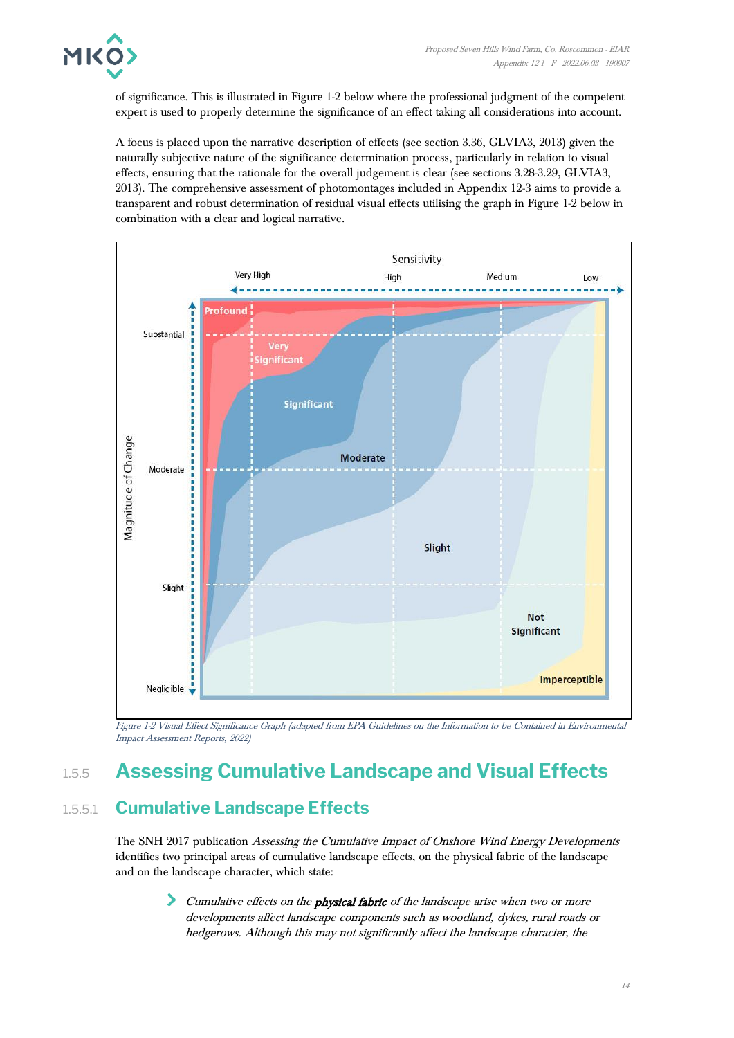of significance. This is illustrated in Figure 1-2 below where the professional judgment of the competent expert is used to properly determine the significance of an effect taking all considerations into account.

A focus is placed upon the narrative description of effects (see section 3.36, GLVIA3, 2013) given the naturally subjective nature of the significance determination process, particularly in relation to visual effects, ensuring that the rationale for the overall judgement is clear (see sections 3.28-3.29, GLVIA3, 2013). The comprehensive assessment of photomontages included in Appendix 12-3 aims to provide a transparent and robust determination of residual visual effects utilising the graph in Figure 1-2 below in combination with a clear and logical narrative.

*Figure 1-2 Visual Effect Significance Graph (adapted from EPA Guidelines on the Information to be Contained in Environmental Impact Assessment Reports, 2022)*

### 1.5.5 Assessing Cumulative Landscape and Visual Effects

#### 1.5.5.1 Cumulative Landscape Effects

The SNH 2017 publication *Assessing the Cumulative Impact of Onshore Wind Energy Developments* identifies two principal areas of cumulative landscape effects, on the physical fabric of the landscape and on the landscape character, which state:

- *Cumulative effects on the **physical fabric** of the landscape arise when two or more developments affect landscape components such as woodland, dykes, rural roads or hedgerows. Although this may not significantly affect the landscape character, the*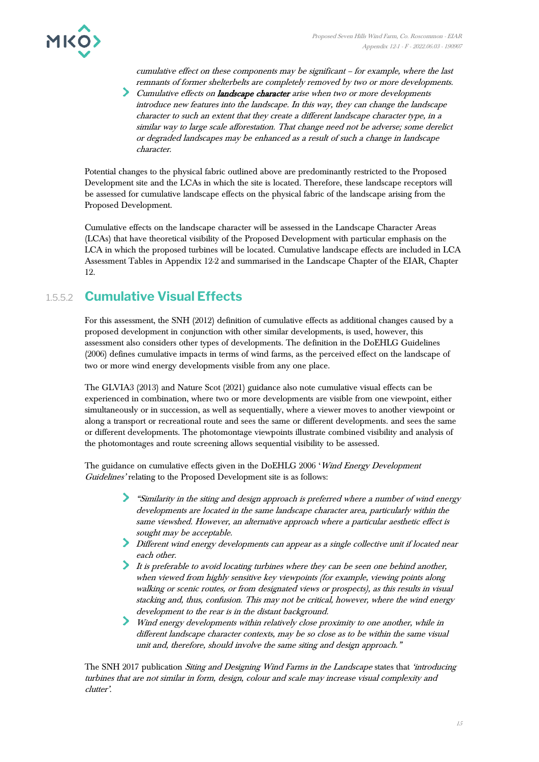*cumulative effect on these components may be significant – for example, where the last remnants of former shelterbelts are completely removed by two or more developments.*

- *Cumulative effects on* ***landscape character*** *arise when two or more developments introduce new features into the landscape. In this way, they can change the landscape character to such an extent that they create a different landscape character type, in a similar way to large scale afforestation. That change need not be adverse; some derelict or degraded landscapes may be enhanced as a result of such a change in landscape character.*

Potential changes to the physical fabric outlined above are predominantly restricted to the Proposed Development site and the LCAs in which the site is located. Therefore, these landscape receptors will be assessed for cumulative landscape effects on the physical fabric of the landscape arising from the Proposed Development.

Cumulative effects on the landscape character will be assessed in the Landscape Character Areas (LCAs) that have theoretical visibility of the Proposed Development with particular emphasis on the LCA in which the proposed turbines will be located. Cumulative landscape effects are included in LCA Assessment Tables in Appendix 12-2 and summarised in the Landscape Chapter of the EIAR, Chapter 12.

### 1.5.5.2 Cumulative Visual Effects

For this assessment, the SNH (2012) definition of cumulative effects as additional changes caused by a proposed development in conjunction with other similar developments, is used, however, this assessment also considers other types of developments. The definition in the DoEHLG Guidelines (2006) defines cumulative impacts in terms of wind farms, as the perceived effect on the landscape of two or more wind energy developments visible from any one place.

The GLVIA3 (2013) and Nature Scot (2021) guidance also note cumulative visual effects can be experienced in combination, where two or more developments are visible from one viewpoint, either simultaneously or in succession, as well as sequentially, where a viewer moves to another viewpoint or along a transport or recreational route and sees the same or different developments. and sees the same or different developments. The photomontage viewpoints illustrate combined visibility and analysis of the photomontages and route screening allows sequential visibility to be assessed.

The guidance on cumulative effects given in the DoEHLG 2006 '*Wind Energy Development Guidelines'* relating to the Proposed Development site is as follows:

- *"Similarity in the siting and design approach is preferred where a number of wind energy developments are located in the same landscape character area, particularly within the same viewshed. However, an alternative approach where a particular aesthetic effect is sought may be acceptable.*
- *Different wind energy developments can appear as a single collective unit if located near each other.*
- *It is preferable to avoid locating turbines where they can be seen one behind another, when viewed from highly sensitive key viewpoints (for example, viewing points along walking or scenic routes, or from designated views or prospects), as this results in visual stacking and, thus, confusion. This may not be critical, however, where the wind energy development to the rear is in the distant background.*
- *Wind energy developments within relatively close proximity to one another, while in different landscape character contexts, may be so close as to be within the same visual unit and, therefore, should involve the same siting and design approach."*

The SNH 2017 publication *Siting and Designing Wind Farms in the Landscape* states that *'introducing turbines that are not similar in form, design, colour and scale may increase visual complexity and clutter'.*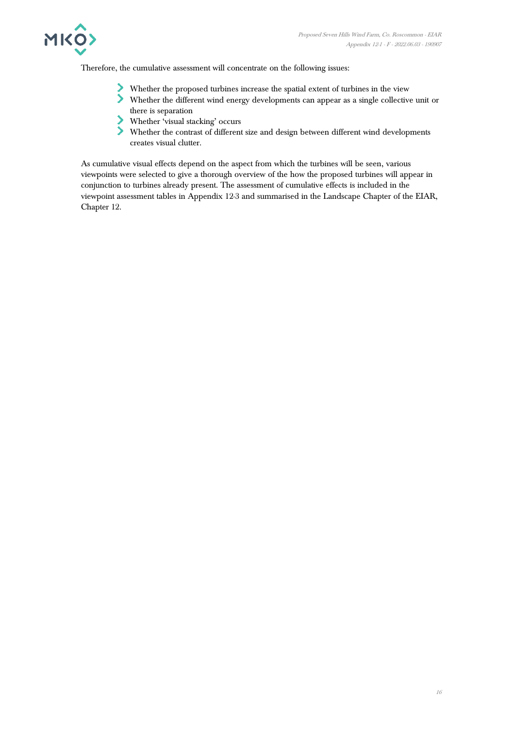Therefore, the cumulative assessment will concentrate on the following issues:

- Whether the proposed turbines increase the spatial extent of turbines in the view
- Whether the different wind energy developments can appear as a single collective unit or there is separation
- Whether 'visual stacking' occurs
- Whether the contrast of different size and design between different wind developments creates visual clutter.

As cumulative visual effects depend on the aspect from which the turbines will be seen, various viewpoints were selected to give a thorough overview of the how the proposed turbines will appear in conjunction to turbines already present. The assessment of cumulative effects is included in the viewpoint assessment tables in Appendix 12-3 and summarised in the Landscape Chapter of the EIAR, Chapter 12.